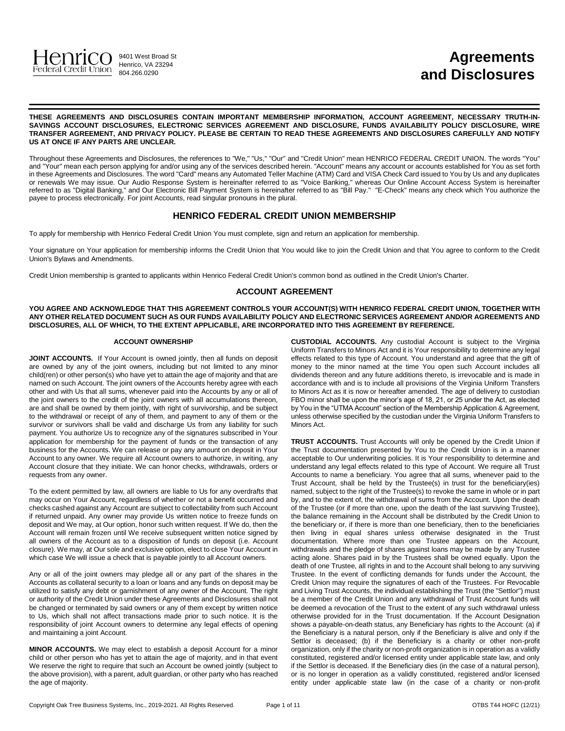Henrico Federal Credit Union
9401 West Broad St
Henrico, VA 23294
804.266.0290

# Agreements and Disclosures

**THESE AGREEMENTS AND DISCLOSURES CONTAIN IMPORTANT MEMBERSHIP INFORMATION, ACCOUNT AGREEMENT, NECESSARY TRUTH-IN-SAVINGS ACCOUNT DISCLOSURES, ELECTRONIC SERVICES AGREEMENT AND DISCLOSURE, FUNDS AVAILABILITY POLICY DISCLOSURE, WIRE TRANSFER AGREEMENT, AND PRIVACY POLICY. PLEASE BE CERTAIN TO READ THESE AGREEMENTS AND DISCLOSURES CAREFULLY AND NOTIFY US AT ONCE IF ANY PARTS ARE UNCLEAR.**

Throughout these Agreements and Disclosures, the references to "We," "Us," "Our" and "Credit Union" mean HENRICO FEDERAL CREDIT UNION. The words "You" and "Your" mean each person applying for and/or using any of the services described herein. "Account" means any account or accounts established for You as set forth in these Agreements and Disclosures. The word "Card" means any Automated Teller Machine (ATM) Card and VISA Check Card issued to You by Us and any duplicates or renewals We may issue. Our Audio Response System is hereinafter referred to as "Voice Banking," whereas Our Online Account Access System is hereinafter referred to as "Digital Banking," and Our Electronic Bill Payment System is hereinafter referred to as "Bill Pay." "E-Check" means any check which You authorize the payee to process electronically. For joint Accounts, read singular pronouns in the plural.

## HENRICO FEDERAL CREDIT UNION MEMBERSHIP

To apply for membership with Henrico Federal Credit Union You must complete, sign and return an application for membership.

Your signature on Your application for membership informs the Credit Union that You would like to join the Credit Union and that You agree to conform to the Credit Union's Bylaws and Amendments.

Credit Union membership is granted to applicants within Henrico Federal Credit Union's common bond as outlined in the Credit Union's Charter.

## ACCOUNT AGREEMENT

**YOU AGREE AND ACKNOWLEDGE THAT THIS AGREEMENT CONTROLS YOUR ACCOUNT(S) WITH HENRICO FEDERAL CREDIT UNION, TOGETHER WITH ANY OTHER RELATED DOCUMENT SUCH AS OUR FUNDS AVAILABILITY POLICY AND ELECTRONIC SERVICES AGREEMENT AND/OR AGREEMENTS AND DISCLOSURES, ALL OF WHICH, TO THE EXTENT APPLICABLE, ARE INCORPORATED INTO THIS AGREEMENT BY REFERENCE.**

### ACCOUNT OWNERSHIP

**JOINT ACCOUNTS.** If Your Account is owned jointly, then all funds on deposit are owned by any of the joint owners, including but not limited to any minor child(ren) or other person(s) who have yet to attain the age of majority and that are named on such Account. The joint owners of the Accounts hereby agree with each other and with Us that all sums, whenever paid into the Accounts by any or all of the joint owners to the credit of the joint owners with all accumulations thereon, are and shall be owned by them jointly, with right of survivorship, and be subject to the withdrawal or receipt of any of them, and payment to any of them or the survivor or survivors shall be valid and discharge Us from any liability for such payment. You authorize Us to recognize any of the signatures subscribed in Your application for membership for the payment of funds or the transaction of any business for the Accounts. We can release or pay any amount on deposit in Your Account to any owner. We require all Account owners to authorize, in writing, any Account closure that they initiate. We can honor checks, withdrawals, orders or requests from any owner.

To the extent permitted by law, all owners are liable to Us for any overdrafts that may occur on Your Account, regardless of whether or not a benefit occurred and checks cashed against any Account are subject to collectability from such Account if returned unpaid. Any owner may provide Us written notice to freeze funds on deposit and We may, at Our option, honor such written request. If We do, then the Account will remain frozen until We receive subsequent written notice signed by all owners of the Account as to a disposition of funds on deposit (i.e. Account closure). We may, at Our sole and exclusive option, elect to close Your Account in which case We will issue a check that is payable jointly to all Account owners.

Any or all of the joint owners may pledge all or any part of the shares in the Accounts as collateral security to a loan or loans and any funds on deposit may be utilized to satisfy any debt or garnishment of any owner of the Account. The right or authority of the Credit Union under these Agreements and Disclosures shall not be changed or terminated by said owners or any of them except by written notice to Us, which shall not affect transactions made prior to such notice. It is the responsibility of joint Account owners to determine any legal effects of opening and maintaining a joint Account.

**MINOR ACCOUNTS.** We may elect to establish a deposit Account for a minor child or other person who has yet to attain the age of majority, and in that event We reserve the right to require that such an Account be owned jointly (subject to the above provision), with a parent, adult guardian, or other party who has reached the age of majority.

**CUSTODIAL ACCOUNTS.** Any custodial Account is subject to the Virginia Uniform Transfers to Minors Act and it is Your responsibility to determine any legal effects related to this type of Account. You understand and agree that the gift of money to the minor named at the time You open such Account includes all dividends thereon and any future additions thereto, is irrevocable and is made in accordance with and is to include all provisions of the Virginia Uniform Transfers to Minors Act as it is now or hereafter amended. The age of delivery to custodian FBO minor shall be upon the minor's age of 18, 21, or 25 under the Act, as elected by You in the "UTMA Account" section of the Membership Application & Agreement, unless otherwise specified by the custodian under the Virginia Uniform Transfers to Minors Act.

**TRUST ACCOUNTS.** Trust Accounts will only be opened by the Credit Union if the Trust documentation presented by You to the Credit Union is in a manner acceptable to Our underwriting policies. It is Your responsibility to determine and understand any legal effects related to this type of Account. We require all Trust Accounts to name a beneficiary. You agree that all sums, whenever paid to the Trust Account, shall be held by the Trustee(s) in trust for the beneficiary(ies) named, subject to the right of the Trustee(s) to revoke the same in whole or in part by, and to the extent of, the withdrawal of sums from the Account. Upon the death of the Trustee (or if more than one, upon the death of the last surviving Trustee), the balance remaining in the Account shall be distributed by the Credit Union to the beneficiary or, if there is more than one beneficiary, then to the beneficiaries then living in equal shares unless otherwise designated in the Trust documentation. Where more than one Trustee appears on the Account, withdrawals and the pledge of shares against loans may be made by any Trustee acting alone. Shares paid in by the Trustees shall be owned equally. Upon the death of one Trustee, all rights in and to the Account shall belong to any surviving Trustee. In the event of conflicting demands for funds under the Account, the Credit Union may require the signatures of each of the Trustees. For Revocable and Living Trust Accounts, the individual establishing the Trust (the "Settlor") must be a member of the Credit Union and any withdrawal of Trust Account funds will be deemed a revocation of the Trust to the extent of any such withdrawal unless otherwise provided for in the Trust documentation. If the Account Designation shows a payable-on-death status, any Beneficiary has rights to the Account: (a) if the Beneficiary is a natural person, only if the Beneficiary is alive and only if the Settlor is deceased; (b) if the Beneficiary is a charity or other non-profit organization, only if the charity or non-profit organization is in operation as a validly constituted, registered and/or licensed entity under applicable state law, and only if the Settlor is deceased. If the Beneficiary dies (in the case of a natural person), or is no longer in operation as a validly constituted, registered and/or licensed entity under applicable state law (in the case of a charity or non-profit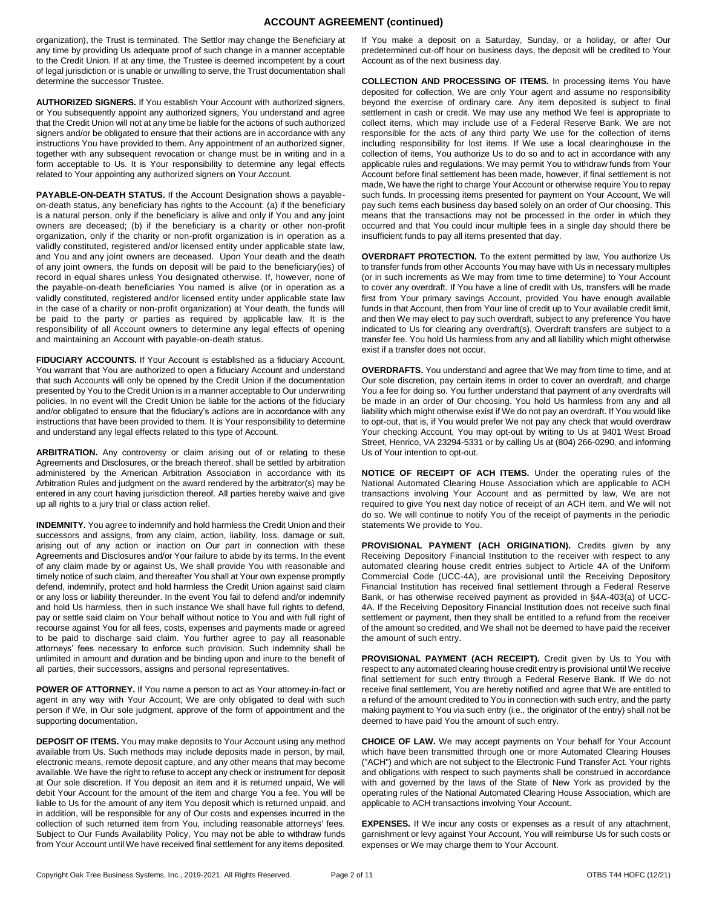## ACCOUNT AGREEMENT (continued)

organization), the Trust is terminated. The Settlor may change the Beneficiary at any time by providing Us adequate proof of such change in a manner acceptable to the Credit Union. If at any time, the Trustee is deemed incompetent by a court of legal jurisdiction or is unable or unwilling to serve, the Trust documentation shall determine the successor Trustee.

**AUTHORIZED SIGNERS.** If You establish Your Account with authorized signers, or You subsequently appoint any authorized signers, You understand and agree that the Credit Union will not at any time be liable for the actions of such authorized signers and/or be obligated to ensure that their actions are in accordance with any instructions You have provided to them. Any appointment of an authorized signer, together with any subsequent revocation or change must be in writing and in a form acceptable to Us. It is Your responsibility to determine any legal effects related to Your appointing any authorized signers on Your Account.

**PAYABLE-ON-DEATH STATUS.** If the Account Designation shows a payable-on-death status, any beneficiary has rights to the Account: (a) if the beneficiary is a natural person, only if the beneficiary is alive and only if You and any joint owners are deceased; (b) if the beneficiary is a charity or other non-profit organization, only if the charity or non-profit organization is in operation as a validly constituted, registered and/or licensed entity under applicable state law, and You and any joint owners are deceased. Upon Your death and the death of any joint owners, the funds on deposit will be paid to the beneficiary(ies) of record in equal shares unless You designated otherwise. If, however, none of the payable-on-death beneficiaries You named is alive (or in operation as a validly constituted, registered and/or licensed entity under applicable state law in the case of a charity or non-profit organization) at Your death, the funds will be paid to the party or parties as required by applicable law. It is the responsibility of all Account owners to determine any legal effects of opening and maintaining an Account with payable-on-death status.

**FIDUCIARY ACCOUNTS.** If Your Account is established as a fiduciary Account, You warrant that You are authorized to open a fiduciary Account and understand that such Accounts will only be opened by the Credit Union if the documentation presented by You to the Credit Union is in a manner acceptable to Our underwriting policies. In no event will the Credit Union be liable for the actions of the fiduciary and/or obligated to ensure that the fiduciary's actions are in accordance with any instructions that have been provided to them. It is Your responsibility to determine and understand any legal effects related to this type of Account.

**ARBITRATION.** Any controversy or claim arising out of or relating to these Agreements and Disclosures, or the breach thereof, shall be settled by arbitration administered by the American Arbitration Association in accordance with its Arbitration Rules and judgment on the award rendered by the arbitrator(s) may be entered in any court having jurisdiction thereof. All parties hereby waive and give up all rights to a jury trial or class action relief.

**INDEMNITY.** You agree to indemnify and hold harmless the Credit Union and their successors and assigns, from any claim, action, liability, loss, damage or suit, arising out of any action or inaction on Our part in connection with these Agreements and Disclosures and/or Your failure to abide by its terms. In the event of any claim made by or against Us, We shall provide You with reasonable and timely notice of such claim, and thereafter You shall at Your own expense promptly defend, indemnify, protect and hold harmless the Credit Union against said claim or any loss or liability thereunder. In the event You fail to defend and/or indemnify and hold Us harmless, then in such instance We shall have full rights to defend, pay or settle said claim on Your behalf without notice to You and with full right of recourse against You for all fees, costs, expenses and payments made or agreed to be paid to discharge said claim. You further agree to pay all reasonable attorneys' fees necessary to enforce such provision. Such indemnity shall be unlimited in amount and duration and be binding upon and inure to the benefit of all parties, their successors, assigns and personal representatives.

**POWER OF ATTORNEY.** If You name a person to act as Your attorney-in-fact or agent in any way with Your Account, We are only obligated to deal with such person if We, in Our sole judgment, approve of the form of appointment and the supporting documentation.

**DEPOSIT OF ITEMS.** You may make deposits to Your Account using any method available from Us. Such methods may include deposits made in person, by mail, electronic means, remote deposit capture, and any other means that may become available. We have the right to refuse to accept any check or instrument for deposit at Our sole discretion. If You deposit an item and it is returned unpaid, We will debit Your Account for the amount of the item and charge You a fee. You will be liable to Us for the amount of any item You deposit which is returned unpaid, and in addition, will be responsible for any of Our costs and expenses incurred in the collection of such returned item from You, including reasonable attorneys' fees. Subject to Our Funds Availability Policy, You may not be able to withdraw funds from Your Account until We have received final settlement for any items deposited. If You make a deposit on a Saturday, Sunday, or a holiday, or after Our predetermined cut-off hour on business days, the deposit will be credited to Your Account as of the next business day.

**COLLECTION AND PROCESSING OF ITEMS.** In processing items You have deposited for collection, We are only Your agent and assume no responsibility beyond the exercise of ordinary care. Any item deposited is subject to final settlement in cash or credit. We may use any method We feel is appropriate to collect items, which may include use of a Federal Reserve Bank. We are not responsible for the acts of any third party We use for the collection of items including responsibility for lost items. If We use a local clearinghouse in the collection of items, You authorize Us to do so and to act in accordance with any applicable rules and regulations. We may permit You to withdraw funds from Your Account before final settlement has been made, however, if final settlement is not made, We have the right to charge Your Account or otherwise require You to repay such funds. In processing items presented for payment on Your Account, We will pay such items each business day based solely on an order of Our choosing. This means that the transactions may not be processed in the order in which they occurred and that You could incur multiple fees in a single day should there be insufficient funds to pay all items presented that day.

**OVERDRAFT PROTECTION.** To the extent permitted by law, You authorize Us to transfer funds from other Accounts You may have with Us in necessary multiples (or in such increments as We may from time to time determine) to Your Account to cover any overdraft. If You have a line of credit with Us, transfers will be made first from Your primary savings Account, provided You have enough available funds in that Account, then from Your line of credit up to Your available credit limit, and then We may elect to pay such overdraft, subject to any preference You have indicated to Us for clearing any overdraft(s). Overdraft transfers are subject to a transfer fee. You hold Us harmless from any and all liability which might otherwise exist if a transfer does not occur.

**OVERDRAFTS.** You understand and agree that We may from time to time, and at Our sole discretion, pay certain items in order to cover an overdraft, and charge You a fee for doing so. You further understand that payment of any overdrafts will be made in an order of Our choosing. You hold Us harmless from any and all liability which might otherwise exist if We do not pay an overdraft. If You would like to opt-out, that is, if You would prefer We not pay any check that would overdraw Your checking Account, You may opt-out by writing to Us at 9401 West Broad Street, Henrico, VA 23294-5331 or by calling Us at (804) 266-0290, and informing Us of Your intention to opt-out.

**NOTICE OF RECEIPT OF ACH ITEMS.** Under the operating rules of the National Automated Clearing House Association which are applicable to ACH transactions involving Your Account and as permitted by law, We are not required to give You next day notice of receipt of an ACH item, and We will not do so. We will continue to notify You of the receipt of payments in the periodic statements We provide to You.

**PROVISIONAL PAYMENT (ACH ORIGINATION).** Credits given by any Receiving Depository Financial Institution to the receiver with respect to any automated clearing house credit entries subject to Article 4A of the Uniform Commercial Code (UCC-4A), are provisional until the Receiving Depository Financial Institution has received final settlement through a Federal Reserve Bank, or has otherwise received payment as provided in §4A-403(a) of UCC-4A. If the Receiving Depository Financial Institution does not receive such final settlement or payment, then they shall be entitled to a refund from the receiver of the amount so credited, and We shall not be deemed to have paid the receiver the amount of such entry.

**PROVISIONAL PAYMENT (ACH RECEIPT).** Credit given by Us to You with respect to any automated clearing house credit entry is provisional until We receive final settlement for such entry through a Federal Reserve Bank. If We do not receive final settlement, You are hereby notified and agree that We are entitled to a refund of the amount credited to You in connection with such entry, and the party making payment to You via such entry (i.e., the originator of the entry) shall not be deemed to have paid You the amount of such entry.

**CHOICE OF LAW.** We may accept payments on Your behalf for Your Account which have been transmitted through one or more Automated Clearing Houses ("ACH") and which are not subject to the Electronic Fund Transfer Act. Your rights and obligations with respect to such payments shall be construed in accordance with and governed by the laws of the State of New York as provided by the operating rules of the National Automated Clearing House Association, which are applicable to ACH transactions involving Your Account.

**EXPENSES.** If We incur any costs or expenses as a result of any attachment, garnishment or levy against Your Account, You will reimburse Us for such costs or expenses or We may charge them to Your Account.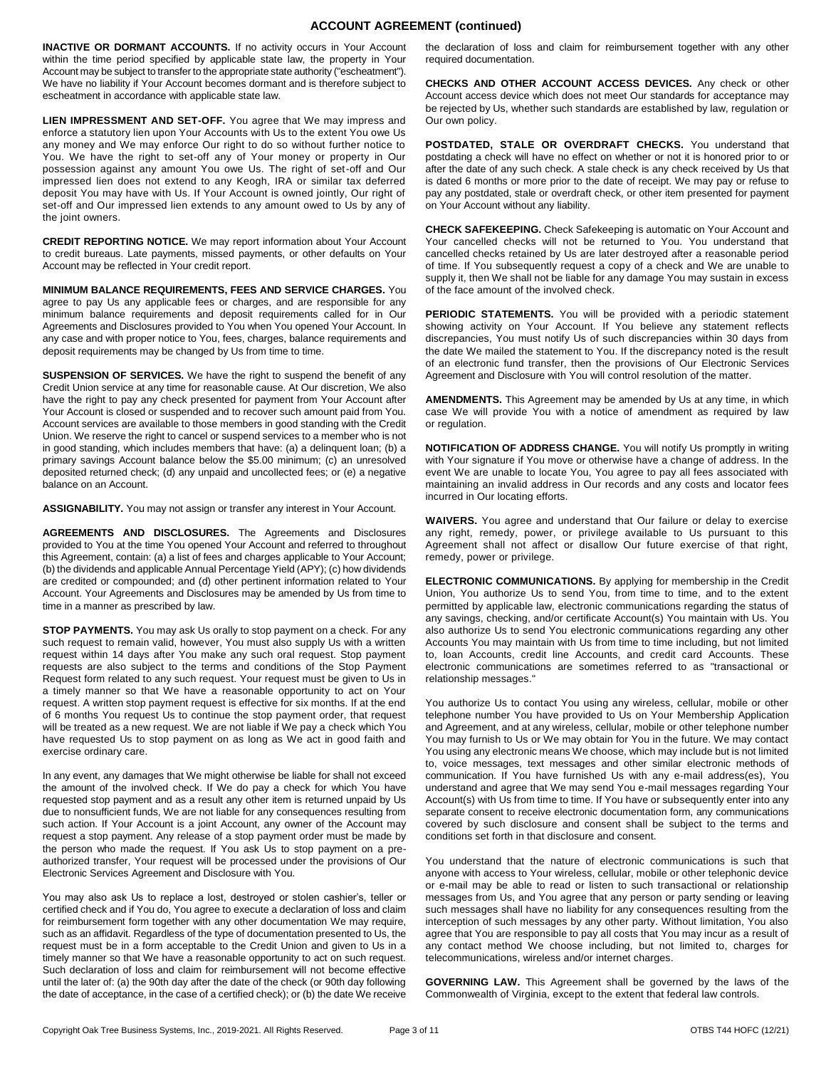## ACCOUNT AGREEMENT (continued)

**INACTIVE OR DORMANT ACCOUNTS.** If no activity occurs in Your Account within the time period specified by applicable state law, the property in Your Account may be subject to transfer to the appropriate state authority ("escheatment"). We have no liability if Your Account becomes dormant and is therefore subject to escheatment in accordance with applicable state law.

**LIEN IMPRESSMENT AND SET-OFF.** You agree that We may impress and enforce a statutory lien upon Your Accounts with Us to the extent You owe Us any money and We may enforce Our right to do so without further notice to You. We have the right to set-off any of Your money or property in Our possession against any amount You owe Us. The right of set-off and Our impressed lien does not extend to any Keogh, IRA or similar tax deferred deposit You may have with Us. If Your Account is owned jointly, Our right of set-off and Our impressed lien extends to any amount owed to Us by any of the joint owners.

**CREDIT REPORTING NOTICE.** We may report information about Your Account to credit bureaus. Late payments, missed payments, or other defaults on Your Account may be reflected in Your credit report.

**MINIMUM BALANCE REQUIREMENTS, FEES AND SERVICE CHARGES.** You agree to pay Us any applicable fees or charges, and are responsible for any minimum balance requirements and deposit requirements called for in Our Agreements and Disclosures provided to You when You opened Your Account. In any case and with proper notice to You, fees, charges, balance requirements and deposit requirements may be changed by Us from time to time.

**SUSPENSION OF SERVICES.** We have the right to suspend the benefit of any Credit Union service at any time for reasonable cause. At Our discretion, We also have the right to pay any check presented for payment from Your Account after Your Account is closed or suspended and to recover such amount paid from You. Account services are available to those members in good standing with the Credit Union. We reserve the right to cancel or suspend services to a member who is not in good standing, which includes members that have: (a) a delinquent loan; (b) a primary savings Account balance below the $5.00 minimum; (c) an unresolved deposited returned check; (d) any unpaid and uncollected fees; or (e) a negative balance on an Account.

**ASSIGNABILITY.** You may not assign or transfer any interest in Your Account.

**AGREEMENTS AND DISCLOSURES.** The Agreements and Disclosures provided to You at the time You opened Your Account and referred to throughout this Agreement, contain: (a) a list of fees and charges applicable to Your Account; (b) the dividends and applicable Annual Percentage Yield (APY); (c) how dividends are credited or compounded; and (d) other pertinent information related to Your Account. Your Agreements and Disclosures may be amended by Us from time to time in a manner as prescribed by law.

**STOP PAYMENTS.** You may ask Us orally to stop payment on a check. For any such request to remain valid, however, You must also supply Us with a written request within 14 days after You make any such oral request. Stop payment requests are also subject to the terms and conditions of the Stop Payment Request form related to any such request. Your request must be given to Us in a timely manner so that We have a reasonable opportunity to act on Your request. A written stop payment request is effective for six months. If at the end of 6 months You request Us to continue the stop payment order, that request will be treated as a new request. We are not liable if We pay a check which You have requested Us to stop payment on as long as We act in good faith and exercise ordinary care.

In any event, any damages that We might otherwise be liable for shall not exceed the amount of the involved check. If We do pay a check for which You have requested stop payment and as a result any other item is returned unpaid by Us due to nonsufficient funds, We are not liable for any consequences resulting from such action. If Your Account is a joint Account, any owner of the Account may request a stop payment. Any release of a stop payment order must be made by the person who made the request. If You ask Us to stop payment on a pre-authorized transfer, Your request will be processed under the provisions of Our Electronic Services Agreement and Disclosure with You.

You may also ask Us to replace a lost, destroyed or stolen cashier's, teller or certified check and if You do, You agree to execute a declaration of loss and claim for reimbursement form together with any other documentation We may require, such as an affidavit. Regardless of the type of documentation presented to Us, the request must be in a form acceptable to the Credit Union and given to Us in a timely manner so that We have a reasonable opportunity to act on such request. Such declaration of loss and claim for reimbursement will not become effective until the later of: (a) the 90th day after the date of the check (or 90th day following the date of acceptance, in the case of a certified check); or (b) the date We receive the declaration of loss and claim for reimbursement together with any other required documentation.

**CHECKS AND OTHER ACCOUNT ACCESS DEVICES.** Any check or other Account access device which does not meet Our standards for acceptance may be rejected by Us, whether such standards are established by law, regulation or Our own policy.

**POSTDATED, STALE OR OVERDRAFT CHECKS.** You understand that postdating a check will have no effect on whether or not it is honored prior to or after the date of any such check. A stale check is any check received by Us that is dated 6 months or more prior to the date of receipt. We may pay or refuse to pay any postdated, stale or overdraft check, or other item presented for payment on Your Account without any liability.

**CHECK SAFEKEEPING.** Check Safekeeping is automatic on Your Account and Your cancelled checks will not be returned to You. You understand that cancelled checks retained by Us are later destroyed after a reasonable period of time. If You subsequently request a copy of a check and We are unable to supply it, then We shall not be liable for any damage You may sustain in excess of the face amount of the involved check.

**PERIODIC STATEMENTS.** You will be provided with a periodic statement showing activity on Your Account. If You believe any statement reflects discrepancies, You must notify Us of such discrepancies within 30 days from the date We mailed the statement to You. If the discrepancy noted is the result of an electronic fund transfer, then the provisions of Our Electronic Services Agreement and Disclosure with You will control resolution of the matter.

**AMENDMENTS.** This Agreement may be amended by Us at any time, in which case We will provide You with a notice of amendment as required by law or regulation.

**NOTIFICATION OF ADDRESS CHANGE.** You will notify Us promptly in writing with Your signature if You move or otherwise have a change of address. In the event We are unable to locate You, You agree to pay all fees associated with maintaining an invalid address in Our records and any costs and locator fees incurred in Our locating efforts.

**WAIVERS.** You agree and understand that Our failure or delay to exercise any right, remedy, power, or privilege available to Us pursuant to this Agreement shall not affect or disallow Our future exercise of that right, remedy, power or privilege.

**ELECTRONIC COMMUNICATIONS.** By applying for membership in the Credit Union, You authorize Us to send You, from time to time, and to the extent permitted by applicable law, electronic communications regarding the status of any savings, checking, and/or certificate Account(s) You maintain with Us. You also authorize Us to send You electronic communications regarding any other Accounts You may maintain with Us from time to time including, but not limited to, loan Accounts, credit line Accounts, and credit card Accounts. These electronic communications are sometimes referred to as "transactional or relationship messages."

You authorize Us to contact You using any wireless, cellular, mobile or other telephone number You have provided to Us on Your Membership Application and Agreement, and at any wireless, cellular, mobile or other telephone number You may furnish to Us or We may obtain for You in the future. We may contact You using any electronic means We choose, which may include but is not limited to, voice messages, text messages and other similar electronic methods of communication. If You have furnished Us with any e-mail address(es), You understand and agree that We may send You e-mail messages regarding Your Account(s) with Us from time to time. If You have or subsequently enter into any separate consent to receive electronic documentation form, any communications covered by such disclosure and consent shall be subject to the terms and conditions set forth in that disclosure and consent.

You understand that the nature of electronic communications is such that anyone with access to Your wireless, cellular, mobile or other telephonic device or e-mail may be able to read or listen to such transactional or relationship messages from Us, and You agree that any person or party sending or leaving such messages shall have no liability for any consequences resulting from the interception of such messages by any other party. Without limitation, You also agree that You are responsible to pay all costs that You may incur as a result of any contact method We choose including, but not limited to, charges for telecommunications, wireless and/or internet charges.

**GOVERNING LAW.** This Agreement shall be governed by the laws of the Commonwealth of Virginia, except to the extent that federal law controls.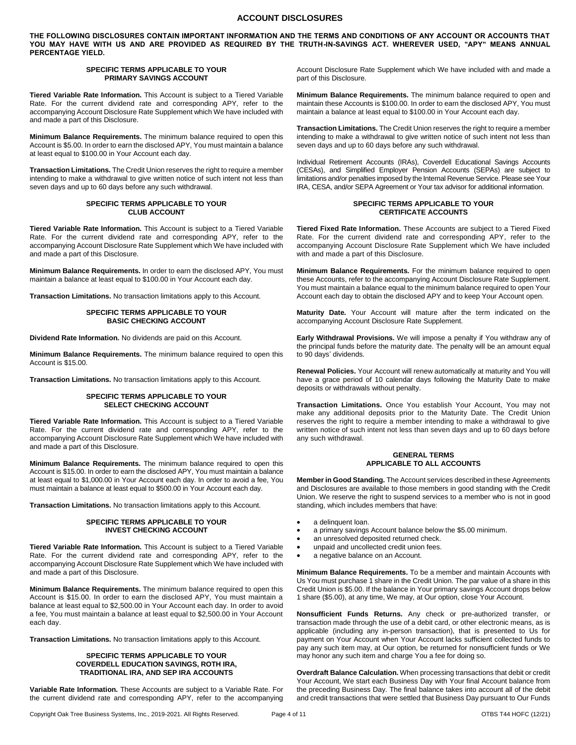# ACCOUNT DISCLOSURES

**THE FOLLOWING DISCLOSURES CONTAIN IMPORTANT INFORMATION AND THE TERMS AND CONDITIONS OF ANY ACCOUNT OR ACCOUNTS THAT YOU MAY HAVE WITH US AND ARE PROVIDED AS REQUIRED BY THE TRUTH-IN-SAVINGS ACT. WHEREVER USED, "APY" MEANS ANNUAL PERCENTAGE YIELD.**

## SPECIFIC TERMS APPLICABLE TO YOUR PRIMARY SAVINGS ACCOUNT

**Tiered Variable Rate Information.** This Account is subject to a Tiered Variable Rate. For the current dividend rate and corresponding APY, refer to the accompanying Account Disclosure Rate Supplement which We have included with and made a part of this Disclosure.

**Minimum Balance Requirements.** The minimum balance required to open this Account is $5.00. In order to earn the disclosed APY, You must maintain a balance at least equal to $100.00 in Your Account each day.

**Transaction Limitations.** The Credit Union reserves the right to require a member intending to make a withdrawal to give written notice of such intent not less than seven days and up to 60 days before any such withdrawal.

## SPECIFIC TERMS APPLICABLE TO YOUR CLUB ACCOUNT

**Tiered Variable Rate Information.** This Account is subject to a Tiered Variable Rate. For the current dividend rate and corresponding APY, refer to the accompanying Account Disclosure Rate Supplement which We have included with and made a part of this Disclosure.

**Minimum Balance Requirements.** In order to earn the disclosed APY, You must maintain a balance at least equal to $100.00 in Your Account each day.

**Transaction Limitations.** No transaction limitations apply to this Account.

## SPECIFIC TERMS APPLICABLE TO YOUR BASIC CHECKING ACCOUNT

**Dividend Rate Information.** No dividends are paid on this Account.

**Minimum Balance Requirements.** The minimum balance required to open this Account is $15.00.

**Transaction Limitations.** No transaction limitations apply to this Account.

## SPECIFIC TERMS APPLICABLE TO YOUR SELECT CHECKING ACCOUNT

**Tiered Variable Rate Information.** This Account is subject to a Tiered Variable Rate. For the current dividend rate and corresponding APY, refer to the accompanying Account Disclosure Rate Supplement which We have included with and made a part of this Disclosure.

**Minimum Balance Requirements.** The minimum balance required to open this Account is $15.00. In order to earn the disclosed APY, You must maintain a balance at least equal to $1,000.00 in Your Account each day. In order to avoid a fee, You must maintain a balance at least equal to $500.00 in Your Account each day.

**Transaction Limitations.** No transaction limitations apply to this Account.

## SPECIFIC TERMS APPLICABLE TO YOUR INVEST CHECKING ACCOUNT

**Tiered Variable Rate Information.** This Account is subject to a Tiered Variable Rate. For the current dividend rate and corresponding APY, refer to the accompanying Account Disclosure Rate Supplement which We have included with and made a part of this Disclosure.

**Minimum Balance Requirements.** The minimum balance required to open this Account is $15.00. In order to earn the disclosed APY, You must maintain a balance at least equal to $2,500.00 in Your Account each day. In order to avoid a fee, You must maintain a balance at least equal to $2,500.00 in Your Account each day.

**Transaction Limitations.** No transaction limitations apply to this Account.

## SPECIFIC TERMS APPLICABLE TO YOUR COVERDELL EDUCATION SAVINGS, ROTH IRA, TRADITIONAL IRA, AND SEP IRA ACCOUNTS

**Variable Rate Information.** These Accounts are subject to a Variable Rate. For the current dividend rate and corresponding APY, refer to the accompanying Account Disclosure Rate Supplement which We have included with and made a part of this Disclosure.

**Minimum Balance Requirements.** The minimum balance required to open and maintain these Accounts is $100.00. In order to earn the disclosed APY, You must maintain a balance at least equal to $100.00 in Your Account each day.

**Transaction Limitations.** The Credit Union reserves the right to require a member intending to make a withdrawal to give written notice of such intent not less than seven days and up to 60 days before any such withdrawal.

Individual Retirement Accounts (IRAs), Coverdell Educational Savings Accounts (CESAs), and Simplified Employer Pension Accounts (SEPAs) are subject to limitations and/or penalties imposed by the Internal Revenue Service. Please see Your IRA, CESA, and/or SEPA Agreement or Your tax advisor for additional information.

## SPECIFIC TERMS APPLICABLE TO YOUR CERTIFICATE ACCOUNTS

**Tiered Fixed Rate Information.** These Accounts are subject to a Tiered Fixed Rate. For the current dividend rate and corresponding APY, refer to the accompanying Account Disclosure Rate Supplement which We have included with and made a part of this Disclosure.

**Minimum Balance Requirements.** For the minimum balance required to open these Accounts, refer to the accompanying Account Disclosure Rate Supplement. You must maintain a balance equal to the minimum balance required to open Your Account each day to obtain the disclosed APY and to keep Your Account open.

**Maturity Date.** Your Account will mature after the term indicated on the accompanying Account Disclosure Rate Supplement.

**Early Withdrawal Provisions.** We will impose a penalty if You withdraw any of the principal funds before the maturity date. The penalty will be an amount equal to 90 days' dividends.

**Renewal Policies.** Your Account will renew automatically at maturity and You will have a grace period of 10 calendar days following the Maturity Date to make deposits or withdrawals without penalty.

**Transaction Limitations.** Once You establish Your Account, You may not make any additional deposits prior to the Maturity Date. The Credit Union reserves the right to require a member intending to make a withdrawal to give written notice of such intent not less than seven days and up to 60 days before any such withdrawal.

## GENERAL TERMS APPLICABLE TO ALL ACCOUNTS

**Member in Good Standing.** The Account services described in these Agreements and Disclosures are available to those members in good standing with the Credit Union. We reserve the right to suspend services to a member who is not in good standing, which includes members that have:

- a delinquent loan.
- a primary savings Account balance below the $5.00 minimum.
- an unresolved deposited returned check.
- unpaid and uncollected credit union fees.
- a negative balance on an Account.

**Minimum Balance Requirements.** To be a member and maintain Accounts with Us You must purchase 1 share in the Credit Union. The par value of a share in this Credit Union is $5.00. If the balance in Your primary savings Account drops below 1 share ($5.00), at any time, We may, at Our option, close Your Account.

**Nonsufficient Funds Returns.** Any check or pre-authorized transfer, or transaction made through the use of a debit card, or other electronic means, as is applicable (including any in-person transaction), that is presented to Us for payment on Your Account when Your Account lacks sufficient collected funds to pay any such item may, at Our option, be returned for nonsufficient funds or We may honor any such item and charge You a fee for doing so.

**Overdraft Balance Calculation.** When processing transactions that debit or credit Your Account, We start each Business Day with Your final Account balance from the preceding Business Day. The final balance takes into account all of the debit and credit transactions that were settled that Business Day pursuant to Our Funds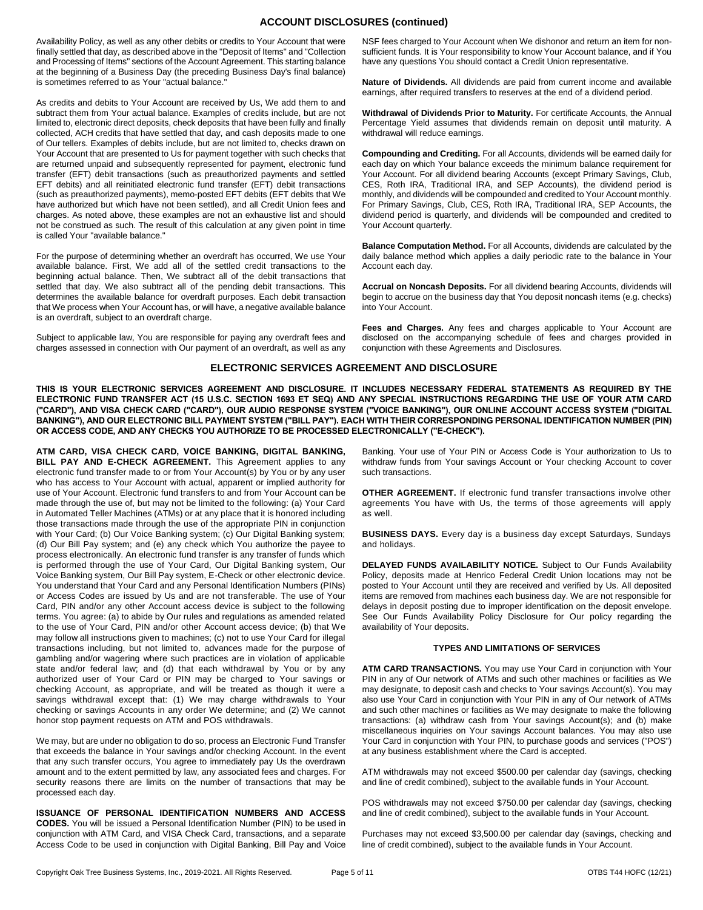## ACCOUNT DISCLOSURES (continued)

Availability Policy, as well as any other debits or credits to Your Account that were finally settled that day, as described above in the "Deposit of Items" and "Collection and Processing of Items" sections of the Account Agreement. This starting balance at the beginning of a Business Day (the preceding Business Day's final balance) is sometimes referred to as Your "actual balance."

As credits and debits to Your Account are received by Us, We add them to and subtract them from Your actual balance. Examples of credits include, but are not limited to, electronic direct deposits, check deposits that have been fully and finally collected, ACH credits that have settled that day, and cash deposits made to one of Our tellers. Examples of debits include, but are not limited to, checks drawn on Your Account that are presented to Us for payment together with such checks that are returned unpaid and subsequently represented for payment, electronic fund transfer (EFT) debit transactions (such as preauthorized payments and settled EFT debits) and all reinitiated electronic fund transfer (EFT) debit transactions (such as preauthorized payments), memo-posted EFT debits (EFT debits that We have authorized but which have not been settled), and all Credit Union fees and charges. As noted above, these examples are not an exhaustive list and should not be construed as such. The result of this calculation at any given point in time is called Your "available balance."

For the purpose of determining whether an overdraft has occurred, We use Your available balance. First, We add all of the settled credit transactions to the beginning actual balance. Then, We subtract all of the debit transactions that settled that day. We also subtract all of the pending debit transactions. This determines the available balance for overdraft purposes. Each debit transaction that We process when Your Account has, or will have, a negative available balance is an overdraft, subject to an overdraft charge.

Subject to applicable law, You are responsible for paying any overdraft fees and charges assessed in connection with Our payment of an overdraft, as well as any NSF fees charged to Your Account when We dishonor and return an item for non-sufficient funds. It is Your responsibility to know Your Account balance, and if You have any questions You should contact a Credit Union representative.

**Nature of Dividends.** All dividends are paid from current income and available earnings, after required transfers to reserves at the end of a dividend period.

**Withdrawal of Dividends Prior to Maturity.** For certificate Accounts, the Annual Percentage Yield assumes that dividends remain on deposit until maturity. A withdrawal will reduce earnings.

**Compounding and Crediting.** For all Accounts, dividends will be earned daily for each day on which Your balance exceeds the minimum balance requirement for Your Account. For all dividend bearing Accounts (except Primary Savings, Club, CES, Roth IRA, Traditional IRA, and SEP Accounts), the dividend period is monthly, and dividends will be compounded and credited to Your Account monthly. For Primary Savings, Club, CES, Roth IRA, Traditional IRA, SEP Accounts, the dividend period is quarterly, and dividends will be compounded and credited to Your Account quarterly.

**Balance Computation Method.** For all Accounts, dividends are calculated by the daily balance method which applies a daily periodic rate to the balance in Your Account each day.

**Accrual on Noncash Deposits.** For all dividend bearing Accounts, dividends will begin to accrue on the business day that You deposit noncash items (e.g. checks) into Your Account.

**Fees and Charges.** Any fees and charges applicable to Your Account are disclosed on the accompanying schedule of fees and charges provided in conjunction with these Agreements and Disclosures.

## ELECTRONIC SERVICES AGREEMENT AND DISCLOSURE

**THIS IS YOUR ELECTRONIC SERVICES AGREEMENT AND DISCLOSURE. IT INCLUDES NECESSARY FEDERAL STATEMENTS AS REQUIRED BY THE ELECTRONIC FUND TRANSFER ACT (15 U.S.C. SECTION 1693 ET SEQ) AND ANY SPECIAL INSTRUCTIONS REGARDING THE USE OF YOUR ATM CARD ("CARD"), AND VISA CHECK CARD ("CARD"), OUR AUDIO RESPONSE SYSTEM ("VOICE BANKING"), OUR ONLINE ACCOUNT ACCESS SYSTEM ("DIGITAL BANKING"), AND OUR ELECTRONIC BILL PAYMENT SYSTEM ("BILL PAY"). EACH WITH THEIR CORRESPONDING PERSONAL IDENTIFICATION NUMBER (PIN) OR ACCESS CODE, AND ANY CHECKS YOU AUTHORIZE TO BE PROCESSED ELECTRONICALLY ("E-CHECK").**

**ATM CARD, VISA CHECK CARD, VOICE BANKING, DIGITAL BANKING, BILL PAY AND E-CHECK AGREEMENT.** This Agreement applies to any electronic fund transfer made to or from Your Account(s) by You or by any user who has access to Your Account with actual, apparent or implied authority for use of Your Account. Electronic fund transfers to and from Your Account can be made through the use of, but may not be limited to the following: (a) Your Card in Automated Teller Machines (ATMs) or at any place that it is honored including those transactions made through the use of the appropriate PIN in conjunction with Your Card; (b) Our Voice Banking system; (c) Our Digital Banking system; (d) Our Bill Pay system; and (e) any check which You authorize the payee to process electronically. An electronic fund transfer is any transfer of funds which is performed through the use of Your Card, Our Digital Banking system, Our Voice Banking system, Our Bill Pay system, E-Check or other electronic device. You understand that Your Card and any Personal Identification Numbers (PINs) or Access Codes are issued by Us and are not transferable. The use of Your Card, PIN and/or any other Account access device is subject to the following terms. You agree: (a) to abide by Our rules and regulations as amended related to the use of Your Card, PIN and/or other Account access device; (b) that We may follow all instructions given to machines; (c) not to use Your Card for illegal transactions including, but not limited to, advances made for the purpose of gambling and/or wagering where such practices are in violation of applicable state and/or federal law; and (d) that each withdrawal by You or by any authorized user of Your Card or PIN may be charged to Your savings or checking Account, as appropriate, and will be treated as though it were a savings withdrawal except that: (1) We may charge withdrawals to Your checking or savings Accounts in any order We determine; and (2) We cannot honor stop payment requests on ATM and POS withdrawals.

We may, but are under no obligation to do so, process an Electronic Fund Transfer that exceeds the balance in Your savings and/or checking Account. In the event that any such transfer occurs, You agree to immediately pay Us the overdrawn amount and to the extent permitted by law, any associated fees and charges. For security reasons there are limits on the number of transactions that may be processed each day.

**ISSUANCE OF PERSONAL IDENTIFICATION NUMBERS AND ACCESS CODES.** You will be issued a Personal Identification Number (PIN) to be used in conjunction with ATM Card, and VISA Check Card, transactions, and a separate Access Code to be used in conjunction with Digital Banking, Bill Pay and Voice Banking. Your use of Your PIN or Access Code is Your authorization to Us to withdraw funds from Your savings Account or Your checking Account to cover such transactions.

**OTHER AGREEMENT.** If electronic fund transfer transactions involve other agreements You have with Us, the terms of those agreements will apply as well.

**BUSINESS DAYS.** Every day is a business day except Saturdays, Sundays and holidays.

**DELAYED FUNDS AVAILABILITY NOTICE.** Subject to Our Funds Availability Policy, deposits made at Henrico Federal Credit Union locations may not be posted to Your Account until they are received and verified by Us. All deposited items are removed from machines each business day. We are not responsible for delays in deposit posting due to improper identification on the deposit envelope. See Our Funds Availability Policy Disclosure for Our policy regarding the availability of Your deposits.

### TYPES AND LIMITATIONS OF SERVICES

**ATM CARD TRANSACTIONS.** You may use Your Card in conjunction with Your PIN in any of Our network of ATMs and such other machines or facilities as We may designate, to deposit cash and checks to Your savings Account(s). You may also use Your Card in conjunction with Your PIN in any of Our network of ATMs and such other machines or facilities as We may designate to make the following transactions: (a) withdraw cash from Your savings Account(s); and (b) make miscellaneous inquiries on Your savings Account balances. You may also use Your Card in conjunction with Your PIN, to purchase goods and services ("POS") at any business establishment where the Card is accepted.

ATM withdrawals may not exceed $500.00 per calendar day (savings, checking and line of credit combined), subject to the available funds in Your Account.

POS withdrawals may not exceed $750.00 per calendar day (savings, checking and line of credit combined), subject to the available funds in Your Account.

Purchases may not exceed $3,500.00 per calendar day (savings, checking and line of credit combined), subject to the available funds in Your Account.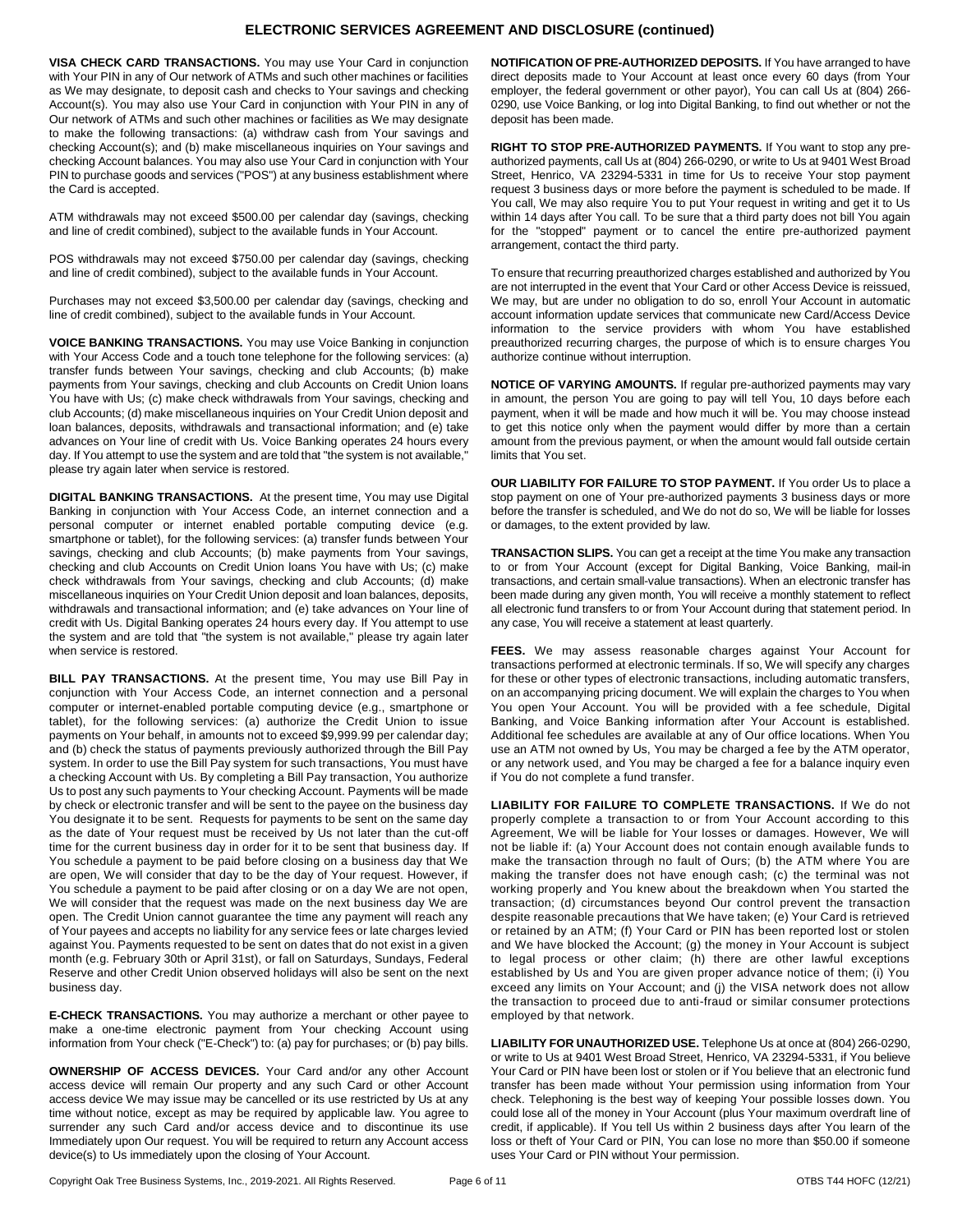# ELECTRONIC SERVICES AGREEMENT AND DISCLOSURE (continued)

**VISA CHECK CARD TRANSACTIONS.** You may use Your Card in conjunction with Your PIN in any of Our network of ATMs and such other machines or facilities as We may designate, to deposit cash and checks to Your savings and checking Account(s). You may also use Your Card in conjunction with Your PIN in any of Our network of ATMs and such other machines or facilities as We may designate to make the following transactions: (a) withdraw cash from Your savings and checking Account(s); and (b) make miscellaneous inquiries on Your savings and checking Account balances. You may also use Your Card in conjunction with Your PIN to purchase goods and services ("POS") at any business establishment where the Card is accepted.

ATM withdrawals may not exceed $500.00 per calendar day (savings, checking and line of credit combined), subject to the available funds in Your Account.

POS withdrawals may not exceed $750.00 per calendar day (savings, checking and line of credit combined), subject to the available funds in Your Account.

Purchases may not exceed $3,500.00 per calendar day (savings, checking and line of credit combined), subject to the available funds in Your Account.

**VOICE BANKING TRANSACTIONS.** You may use Voice Banking in conjunction with Your Access Code and a touch tone telephone for the following services: (a) transfer funds between Your savings, checking and club Accounts; (b) make payments from Your savings, checking and club Accounts on Credit Union loans You have with Us; (c) make check withdrawals from Your savings, checking and club Accounts; (d) make miscellaneous inquiries on Your Credit Union deposit and loan balances, deposits, withdrawals and transactional information; and (e) take advances on Your line of credit with Us. Voice Banking operates 24 hours every day. If You attempt to use the system and are told that "the system is not available," please try again later when service is restored.

**DIGITAL BANKING TRANSACTIONS.** At the present time, You may use Digital Banking in conjunction with Your Access Code, an internet connection and a personal computer or internet enabled portable computing device (e.g. smartphone or tablet), for the following services: (a) transfer funds between Your savings, checking and club Accounts; (b) make payments from Your savings, checking and club Accounts on Credit Union loans You have with Us; (c) make check withdrawals from Your savings, checking and club Accounts; (d) make miscellaneous inquiries on Your Credit Union deposit and loan balances, deposits, withdrawals and transactional information; and (e) take advances on Your line of credit with Us. Digital Banking operates 24 hours every day. If You attempt to use the system and are told that "the system is not available," please try again later when service is restored.

**BILL PAY TRANSACTIONS.** At the present time, You may use Bill Pay in conjunction with Your Access Code, an internet connection and a personal computer or internet-enabled portable computing device (e.g., smartphone or tablet), for the following services: (a) authorize the Credit Union to issue payments on Your behalf, in amounts not to exceed $9,999.99 per calendar day; and (b) check the status of payments previously authorized through the Bill Pay system. In order to use the Bill Pay system for such transactions, You must have a checking Account with Us. By completing a Bill Pay transaction, You authorize Us to post any such payments to Your checking Account. Payments will be made by check or electronic transfer and will be sent to the payee on the business day You designate it to be sent. Requests for payments to be sent on the same day as the date of Your request must be received by Us not later than the cut-off time for the current business day in order for it to be sent that business day. If You schedule a payment to be paid before closing on a business day that We are open, We will consider that day to be the day of Your request. However, if You schedule a payment to be paid after closing or on a day We are not open, We will consider that the request was made on the next business day We are open. The Credit Union cannot guarantee the time any payment will reach any of Your payees and accepts no liability for any service fees or late charges levied against You. Payments requested to be sent on dates that do not exist in a given month (e.g. February 30th or April 31st), or fall on Saturdays, Sundays, Federal Reserve and other Credit Union observed holidays will also be sent on the next business day.

**E-CHECK TRANSACTIONS.** You may authorize a merchant or other payee to make a one-time electronic payment from Your checking Account using information from Your check ("E-Check") to: (a) pay for purchases; or (b) pay bills.

**OWNERSHIP OF ACCESS DEVICES.** Your Card and/or any other Account access device will remain Our property and any such Card or other Account access device We may issue may be cancelled or its use restricted by Us at any time without notice, except as may be required by applicable law. You agree to surrender any such Card and/or access device and to discontinue its use Immediately upon Our request. You will be required to return any Account access device(s) to Us immediately upon the closing of Your Account.

**NOTIFICATION OF PRE-AUTHORIZED DEPOSITS.** If You have arranged to have direct deposits made to Your Account at least once every 60 days (from Your employer, the federal government or other payor), You can call Us at (804) 266-0290, use Voice Banking, or log into Digital Banking, to find out whether or not the deposit has been made.

**RIGHT TO STOP PRE-AUTHORIZED PAYMENTS.** If You want to stop any pre-authorized payments, call Us at (804) 266-0290, or write to Us at 9401 West Broad Street, Henrico, VA 23294-5331 in time for Us to receive Your stop payment request 3 business days or more before the payment is scheduled to be made. If You call, We may also require You to put Your request in writing and get it to Us within 14 days after You call. To be sure that a third party does not bill You again for the "stopped" payment or to cancel the entire pre-authorized payment arrangement, contact the third party.

To ensure that recurring preauthorized charges established and authorized by You are not interrupted in the event that Your Card or other Access Device is reissued, We may, but are under no obligation to do so, enroll Your Account in automatic account information update services that communicate new Card/Access Device information to the service providers with whom You have established preauthorized recurring charges, the purpose of which is to ensure charges You authorize continue without interruption.

**NOTICE OF VARYING AMOUNTS.** If regular pre-authorized payments may vary in amount, the person You are going to pay will tell You, 10 days before each payment, when it will be made and how much it will be. You may choose instead to get this notice only when the payment would differ by more than a certain amount from the previous payment, or when the amount would fall outside certain limits that You set.

**OUR LIABILITY FOR FAILURE TO STOP PAYMENT.** If You order Us to place a stop payment on one of Your pre-authorized payments 3 business days or more before the transfer is scheduled, and We do not do so, We will be liable for losses or damages, to the extent provided by law.

**TRANSACTION SLIPS.** You can get a receipt at the time You make any transaction to or from Your Account (except for Digital Banking, Voice Banking, mail-in transactions, and certain small-value transactions). When an electronic transfer has been made during any given month, You will receive a monthly statement to reflect all electronic fund transfers to or from Your Account during that statement period. In any case, You will receive a statement at least quarterly.

**FEES.** We may assess reasonable charges against Your Account for transactions performed at electronic terminals. If so, We will specify any charges for these or other types of electronic transactions, including automatic transfers, on an accompanying pricing document. We will explain the charges to You when You open Your Account. You will be provided with a fee schedule, Digital Banking, and Voice Banking information after Your Account is established. Additional fee schedules are available at any of Our office locations. When You use an ATM not owned by Us, You may be charged a fee by the ATM operator, or any network used, and You may be charged a fee for a balance inquiry even if You do not complete a fund transfer.

**LIABILITY FOR FAILURE TO COMPLETE TRANSACTIONS.** If We do not properly complete a transaction to or from Your Account according to this Agreement, We will be liable for Your losses or damages. However, We will not be liable if: (a) Your Account does not contain enough available funds to make the transaction through no fault of Ours; (b) the ATM where You are making the transfer does not have enough cash; (c) the terminal was not working properly and You knew about the breakdown when You started the transaction; (d) circumstances beyond Our control prevent the transaction despite reasonable precautions that We have taken; (e) Your Card is retrieved or retained by an ATM; (f) Your Card or PIN has been reported lost or stolen and We have blocked the Account; (g) the money in Your Account is subject to legal process or other claim; (h) there are other lawful exceptions established by Us and You are given proper advance notice of them; (i) You exceed any limits on Your Account; and (j) the VISA network does not allow the transaction to proceed due to anti-fraud or similar consumer protections employed by that network.

**LIABILITY FOR UNAUTHORIZED USE.** Telephone Us at once at (804) 266-0290, or write to Us at 9401 West Broad Street, Henrico, VA 23294-5331, if You believe Your Card or PIN have been lost or stolen or if You believe that an electronic fund transfer has been made without Your permission using information from Your check. Telephoning is the best way of keeping Your possible losses down. You could lose all of the money in Your Account (plus Your maximum overdraft line of credit, if applicable). If You tell Us within 2 business days after You learn of the loss or theft of Your Card or PIN, You can lose no more than $50.00 if someone uses Your Card or PIN without Your permission.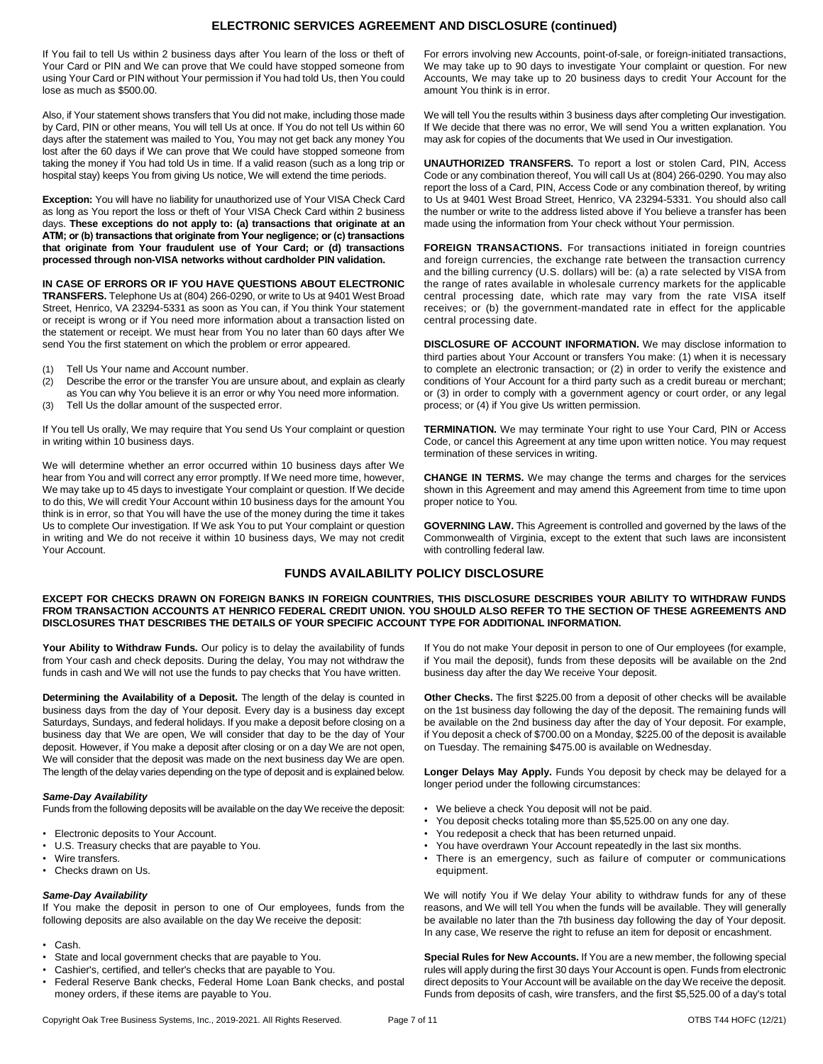## ELECTRONIC SERVICES AGREEMENT AND DISCLOSURE (continued)

If You fail to tell Us within 2 business days after You learn of the loss or theft of Your Card or PIN and We can prove that We could have stopped someone from using Your Card or PIN without Your permission if You had told Us, then You could lose as much as $500.00.

Also, if Your statement shows transfers that You did not make, including those made by Card, PIN or other means, You will tell Us at once. If You do not tell Us within 60 days after the statement was mailed to You, You may not get back any money You lost after the 60 days if We can prove that We could have stopped someone from taking the money if You had told Us in time. If a valid reason (such as a long trip or hospital stay) keeps You from giving Us notice, We will extend the time periods.

**Exception:** You will have no liability for unauthorized use of Your VISA Check Card as long as You report the loss or theft of Your VISA Check Card within 2 business days. **These exceptions do not apply to: (a) transactions that originate at an ATM; or (b) transactions that originate from Your negligence; or (c) transactions that originate from Your fraudulent use of Your Card; or (d) transactions processed through non-VISA networks without cardholder PIN validation.**

**IN CASE OF ERRORS OR IF YOU HAVE QUESTIONS ABOUT ELECTRONIC TRANSFERS.** Telephone Us at (804) 266-0290, or write to Us at 9401 West Broad Street, Henrico, VA 23294-5331 as soon as You can, if You think Your statement or receipt is wrong or if You need more information about a transaction listed on the statement or receipt. We must hear from You no later than 60 days after We send You the first statement on which the problem or error appeared.

(1) Tell Us Your name and Account number.
(2) Describe the error or the transfer You are unsure about, and explain as clearly as You can why You believe it is an error or why You need more information.
(3) Tell Us the dollar amount of the suspected error.

If You tell Us orally, We may require that You send Us Your complaint or question in writing within 10 business days.

We will determine whether an error occurred within 10 business days after We hear from You and will correct any error promptly. If We need more time, however, We may take up to 45 days to investigate Your complaint or question. If We decide to do this, We will credit Your Account within 10 business days for the amount You think is in error, so that You will have the use of the money during the time it takes Us to complete Our investigation. If We ask You to put Your complaint or question in writing and We do not receive it within 10 business days, We may not credit Your Account.

For errors involving new Accounts, point-of-sale, or foreign-initiated transactions, We may take up to 90 days to investigate Your complaint or question. For new Accounts, We may take up to 20 business days to credit Your Account for the amount You think is in error.

We will tell You the results within 3 business days after completing Our investigation. If We decide that there was no error, We will send You a written explanation. You may ask for copies of the documents that We used in Our investigation.

**UNAUTHORIZED TRANSFERS.** To report a lost or stolen Card, PIN, Access Code or any combination thereof, You will call Us at (804) 266-0290. You may also report the loss of a Card, PIN, Access Code or any combination thereof, by writing to Us at 9401 West Broad Street, Henrico, VA 23294-5331. You should also call the number or write to the address listed above if You believe a transfer has been made using the information from Your check without Your permission.

**FOREIGN TRANSACTIONS.** For transactions initiated in foreign countries and foreign currencies, the exchange rate between the transaction currency and the billing currency (U.S. dollars) will be: (a) a rate selected by VISA from the range of rates available in wholesale currency markets for the applicable central processing date, which rate may vary from the rate VISA itself receives; or (b) the government-mandated rate in effect for the applicable central processing date.

**DISCLOSURE OF ACCOUNT INFORMATION.** We may disclose information to third parties about Your Account or transfers You make: (1) when it is necessary to complete an electronic transaction; or (2) in order to verify the existence and conditions of Your Account for a third party such as a credit bureau or merchant; or (3) in order to comply with a government agency or court order, or any legal process; or (4) if You give Us written permission.

**TERMINATION.** We may terminate Your right to use Your Card, PIN or Access Code, or cancel this Agreement at any time upon written notice. You may request termination of these services in writing.

**CHANGE IN TERMS.** We may change the terms and charges for the services shown in this Agreement and may amend this Agreement from time to time upon proper notice to You.

**GOVERNING LAW.** This Agreement is controlled and governed by the laws of the Commonwealth of Virginia, except to the extent that such laws are inconsistent with controlling federal law.

## FUNDS AVAILABILITY POLICY DISCLOSURE

**EXCEPT FOR CHECKS DRAWN ON FOREIGN BANKS IN FOREIGN COUNTRIES, THIS DISCLOSURE DESCRIBES YOUR ABILITY TO WITHDRAW FUNDS FROM TRANSACTION ACCOUNTS AT HENRICO FEDERAL CREDIT UNION. YOU SHOULD ALSO REFER TO THE SECTION OF THESE AGREEMENTS AND DISCLOSURES THAT DESCRIBES THE DETAILS OF YOUR SPECIFIC ACCOUNT TYPE FOR ADDITIONAL INFORMATION.**

**Your Ability to Withdraw Funds.** Our policy is to delay the availability of funds from Your cash and check deposits. During the delay, You may not withdraw the funds in cash and We will not use the funds to pay checks that You have written.

**Determining the Availability of a Deposit.** The length of the delay is counted in business days from the day of Your deposit. Every day is a business day except Saturdays, Sundays, and federal holidays. If You make a deposit before closing on a business day that We are open, We will consider that day to be the day of Your deposit. However, if You make a deposit after closing or on a day We are not open, We will consider that the deposit was made on the next business day We are open. The length of the delay varies depending on the type of deposit and is explained below.

### *Same-Day Availability*

Funds from the following deposits will be available on the day We receive the deposit:

- Electronic deposits to Your Account.
- U.S. Treasury checks that are payable to You.
- Wire transfers.
- Checks drawn on Us.

### *Same-Day Availability*

If You make the deposit in person to one of Our employees, funds from the following deposits are also available on the day We receive the deposit:

- Cash.
- State and local government checks that are payable to You.
- Cashier's, certified, and teller's checks that are payable to You.
- Federal Reserve Bank checks, Federal Home Loan Bank checks, and postal money orders, if these items are payable to You.

If You do not make Your deposit in person to one of Our employees (for example, if You mail the deposit), funds from these deposits will be available on the 2nd business day after the day We receive Your deposit.

**Other Checks.** The first $225.00 from a deposit of other checks will be available on the 1st business day following the day of the deposit. The remaining funds will be available on the 2nd business day after the day of Your deposit. For example, if You deposit a check of $700.00 on a Monday, $225.00 of the deposit is available on Tuesday. The remaining $475.00 is available on Wednesday.

**Longer Delays May Apply.** Funds You deposit by check may be delayed for a longer period under the following circumstances:

- We believe a check You deposit will not be paid.
- You deposit checks totaling more than $5,525.00 on any one day.
- You redeposit a check that has been returned unpaid.
- You have overdrawn Your Account repeatedly in the last six months.
- There is an emergency, such as failure of computer or communications equipment.

We will notify You if We delay Your ability to withdraw funds for any of these reasons, and We will tell You when the funds will be available. They will generally be available no later than the 7th business day following the day of Your deposit. In any case, We reserve the right to refuse an item for deposit or encashment.

**Special Rules for New Accounts.** If You are a new member, the following special rules will apply during the first 30 days Your Account is open. Funds from electronic direct deposits to Your Account will be available on the day We receive the deposit. Funds from deposits of cash, wire transfers, and the first $5,525.00 of a day's total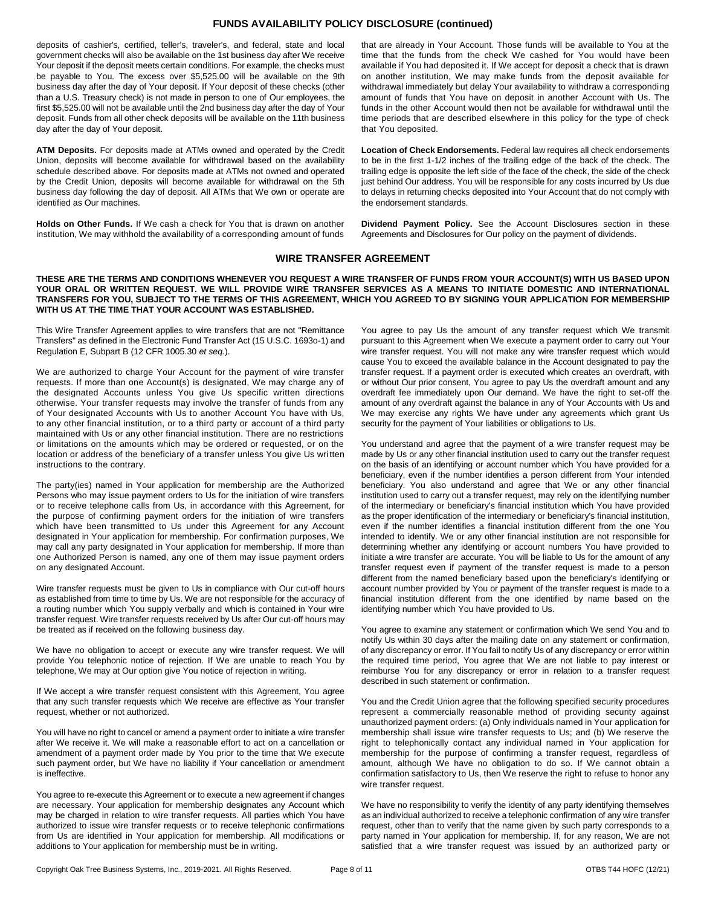## FUNDS AVAILABILITY POLICY DISCLOSURE (continued)

deposits of cashier's, certified, teller's, traveler's, and federal, state and local government checks will also be available on the 1st business day after We receive Your deposit if the deposit meets certain conditions. For example, the checks must be payable to You. The excess over $5,525.00 will be available on the 9th business day after the day of Your deposit. If Your deposit of these checks (other than a U.S. Treasury check) is not made in person to one of Our employees, the first $5,525.00 will not be available until the 2nd business day after the day of Your deposit. Funds from all other check deposits will be available on the 11th business day after the day of Your deposit.

**ATM Deposits.** For deposits made at ATMs owned and operated by the Credit Union, deposits will become available for withdrawal based on the availability schedule described above. For deposits made at ATMs not owned and operated by the Credit Union, deposits will become available for withdrawal on the 5th business day following the day of deposit. All ATMs that We own or operate are identified as Our machines.

**Holds on Other Funds.** If We cash a check for You that is drawn on another institution, We may withhold the availability of a corresponding amount of funds that are already in Your Account. Those funds will be available to You at the time that the funds from the check We cashed for You would have been available if You had deposited it. If We accept for deposit a check that is drawn on another institution, We may make funds from the deposit available for withdrawal immediately but delay Your availability to withdraw a corresponding amount of funds that You have on deposit in another Account with Us. The funds in the other Account would then not be available for withdrawal until the time periods that are described elsewhere in this policy for the type of check that You deposited.

**Location of Check Endorsements.** Federal law requires all check endorsements to be in the first 1-1/2 inches of the trailing edge of the back of the check. The trailing edge is opposite the left side of the face of the check, the side of the check just behind Our address. You will be responsible for any costs incurred by Us due to delays in returning checks deposited into Your Account that do not comply with the endorsement standards.

**Dividend Payment Policy.** See the Account Disclosures section in these Agreements and Disclosures for Our policy on the payment of dividends.

## WIRE TRANSFER AGREEMENT

**THESE ARE THE TERMS AND CONDITIONS WHENEVER YOU REQUEST A WIRE TRANSFER OF FUNDS FROM YOUR ACCOUNT(S) WITH US BASED UPON YOUR ORAL OR WRITTEN REQUEST. WE WILL PROVIDE WIRE TRANSFER SERVICES AS A MEANS TO INITIATE DOMESTIC AND INTERNATIONAL TRANSFERS FOR YOU, SUBJECT TO THE TERMS OF THIS AGREEMENT, WHICH YOU AGREED TO BY SIGNING YOUR APPLICATION FOR MEMBERSHIP WITH US AT THE TIME THAT YOUR ACCOUNT WAS ESTABLISHED.**

This Wire Transfer Agreement applies to wire transfers that are not "Remittance Transfers" as defined in the Electronic Fund Transfer Act (15 U.S.C. 1693o-1) and Regulation E, Subpart B (12 CFR 1005.30 *et seq.*).

We are authorized to charge Your Account for the payment of wire transfer requests. If more than one Account(s) is designated, We may charge any of the designated Accounts unless You give Us specific written directions otherwise. Your transfer requests may involve the transfer of funds from any of Your designated Accounts with Us to another Account You have with Us, to any other financial institution, or to a third party or account of a third party maintained with Us or any other financial institution. There are no restrictions or limitations on the amounts which may be ordered or requested, or on the location or address of the beneficiary of a transfer unless You give Us written instructions to the contrary.

The party(ies) named in Your application for membership are the Authorized Persons who may issue payment orders to Us for the initiation of wire transfers or to receive telephone calls from Us, in accordance with this Agreement, for the purpose of confirming payment orders for the initiation of wire transfers which have been transmitted to Us under this Agreement for any Account designated in Your application for membership. For confirmation purposes, We may call any party designated in Your application for membership. If more than one Authorized Person is named, any one of them may issue payment orders on any designated Account.

Wire transfer requests must be given to Us in compliance with Our cut-off hours as established from time to time by Us. We are not responsible for the accuracy of a routing number which You supply verbally and which is contained in Your wire transfer request. Wire transfer requests received by Us after Our cut-off hours may be treated as if received on the following business day.

We have no obligation to accept or execute any wire transfer request. We will provide You telephonic notice of rejection. If We are unable to reach You by telephone, We may at Our option give You notice of rejection in writing.

If We accept a wire transfer request consistent with this Agreement, You agree that any such transfer requests which We receive are effective as Your transfer request, whether or not authorized.

You will have no right to cancel or amend a payment order to initiate a wire transfer after We receive it. We will make a reasonable effort to act on a cancellation or amendment of a payment order made by You prior to the time that We execute such payment order, but We have no liability if Your cancellation or amendment is ineffective.

You agree to re-execute this Agreement or to execute a new agreement if changes are necessary. Your application for membership designates any Account which may be charged in relation to wire transfer requests. All parties which You have authorized to issue wire transfer requests or to receive telephonic confirmations from Us are identified in Your application for membership. All modifications or additions to Your application for membership must be in writing.

You agree to pay Us the amount of any transfer request which We transmit pursuant to this Agreement when We execute a payment order to carry out Your wire transfer request. You will not make any wire transfer request which would cause You to exceed the available balance in the Account designated to pay the transfer request. If a payment order is executed which creates an overdraft, with or without Our prior consent, You agree to pay Us the overdraft amount and any overdraft fee immediately upon Our demand. We have the right to set-off the amount of any overdraft against the balance in any of Your Accounts with Us and We may exercise any rights We have under any agreements which grant Us security for the payment of Your liabilities or obligations to Us.

You understand and agree that the payment of a wire transfer request may be made by Us or any other financial institution used to carry out the transfer request on the basis of an identifying or account number which You have provided for a beneficiary, even if the number identifies a person different from Your intended beneficiary. You also understand and agree that We or any other financial institution used to carry out a transfer request, may rely on the identifying number of the intermediary or beneficiary's financial institution which You have provided as the proper identification of the intermediary or beneficiary's financial institution, even if the number identifies a financial institution different from the one You intended to identify. We or any other financial institution are not responsible for determining whether any identifying or account numbers You have provided to initiate a wire transfer are accurate. You will be liable to Us for the amount of any transfer request even if payment of the transfer request is made to a person different from the named beneficiary based upon the beneficiary's identifying or account number provided by You or payment of the transfer request is made to a financial institution different from the one identified by name based on the identifying number which You have provided to Us.

You agree to examine any statement or confirmation which We send You and to notify Us within 30 days after the mailing date on any statement or confirmation, of any discrepancy or error. If You fail to notify Us of any discrepancy or error within the required time period, You agree that We are not liable to pay interest or reimburse You for any discrepancy or error in relation to a transfer request described in such statement or confirmation.

You and the Credit Union agree that the following specified security procedures represent a commercially reasonable method of providing security against unauthorized payment orders: (a) Only individuals named in Your application for membership shall issue wire transfer requests to Us; and (b) We reserve the right to telephonically contact any individual named in Your application for membership for the purpose of confirming a transfer request, regardless of amount, although We have no obligation to do so. If We cannot obtain a confirmation satisfactory to Us, then We reserve the right to refuse to honor any wire transfer request.

We have no responsibility to verify the identity of any party identifying themselves as an individual authorized to receive a telephonic confirmation of any wire transfer request, other than to verify that the name given by such party corresponds to a party named in Your application for membership. If, for any reason, We are not satisfied that a wire transfer request was issued by an authorized party or

Copyright Oak Tree Business Systems, Inc., 2019-2021. All Rights Reserved. OTBS T44 HOFC (12/21)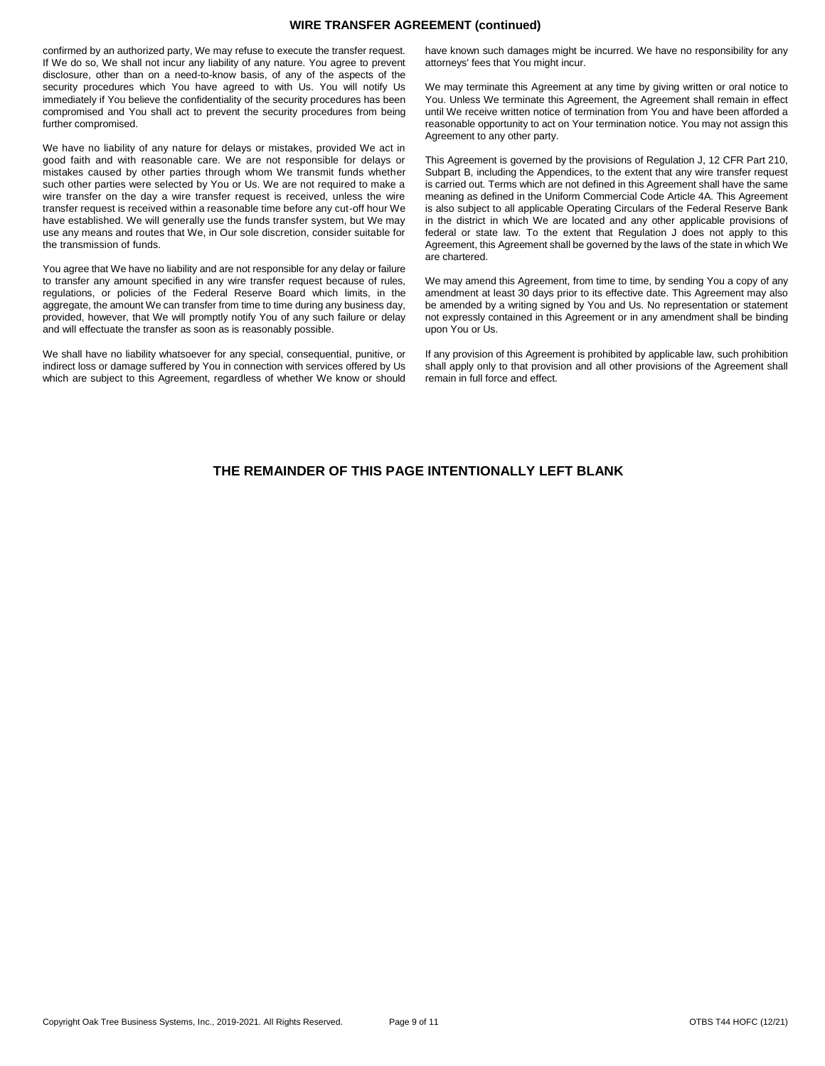## WIRE TRANSFER AGREEMENT (continued)

confirmed by an authorized party, We may refuse to execute the transfer request. If We do so, We shall not incur any liability of any nature. You agree to prevent disclosure, other than on a need-to-know basis, of any of the aspects of the security procedures which You have agreed to with Us. You will notify Us immediately if You believe the confidentiality of the security procedures has been compromised and You shall act to prevent the security procedures from being further compromised.

We have no liability of any nature for delays or mistakes, provided We act in good faith and with reasonable care. We are not responsible for delays or mistakes caused by other parties through whom We transmit funds whether such other parties were selected by You or Us. We are not required to make a wire transfer on the day a wire transfer request is received, unless the wire transfer request is received within a reasonable time before any cut-off hour We have established. We will generally use the funds transfer system, but We may use any means and routes that We, in Our sole discretion, consider suitable for the transmission of funds.

You agree that We have no liability and are not responsible for any delay or failure to transfer any amount specified in any wire transfer request because of rules, regulations, or policies of the Federal Reserve Board which limits, in the aggregate, the amount We can transfer from time to time during any business day, provided, however, that We will promptly notify You of any such failure or delay and will effectuate the transfer as soon as is reasonably possible.

We shall have no liability whatsoever for any special, consequential, punitive, or indirect loss or damage suffered by You in connection with services offered by Us which are subject to this Agreement, regardless of whether We know or should have known such damages might be incurred. We have no responsibility for any attorneys' fees that You might incur.

We may terminate this Agreement at any time by giving written or oral notice to You. Unless We terminate this Agreement, the Agreement shall remain in effect until We receive written notice of termination from You and have been afforded a reasonable opportunity to act on Your termination notice. You may not assign this Agreement to any other party.

This Agreement is governed by the provisions of Regulation J, 12 CFR Part 210, Subpart B, including the Appendices, to the extent that any wire transfer request is carried out. Terms which are not defined in this Agreement shall have the same meaning as defined in the Uniform Commercial Code Article 4A. This Agreement is also subject to all applicable Operating Circulars of the Federal Reserve Bank in the district in which We are located and any other applicable provisions of federal or state law. To the extent that Regulation J does not apply to this Agreement, this Agreement shall be governed by the laws of the state in which We are chartered.

We may amend this Agreement, from time to time, by sending You a copy of any amendment at least 30 days prior to its effective date. This Agreement may also be amended by a writing signed by You and Us. No representation or statement not expressly contained in this Agreement or in any amendment shall be binding upon You or Us.

If any provision of this Agreement is prohibited by applicable law, such prohibition shall apply only to that provision and all other provisions of the Agreement shall remain in full force and effect.

**THE REMAINDER OF THIS PAGE INTENTIONALLY LEFT BLANK**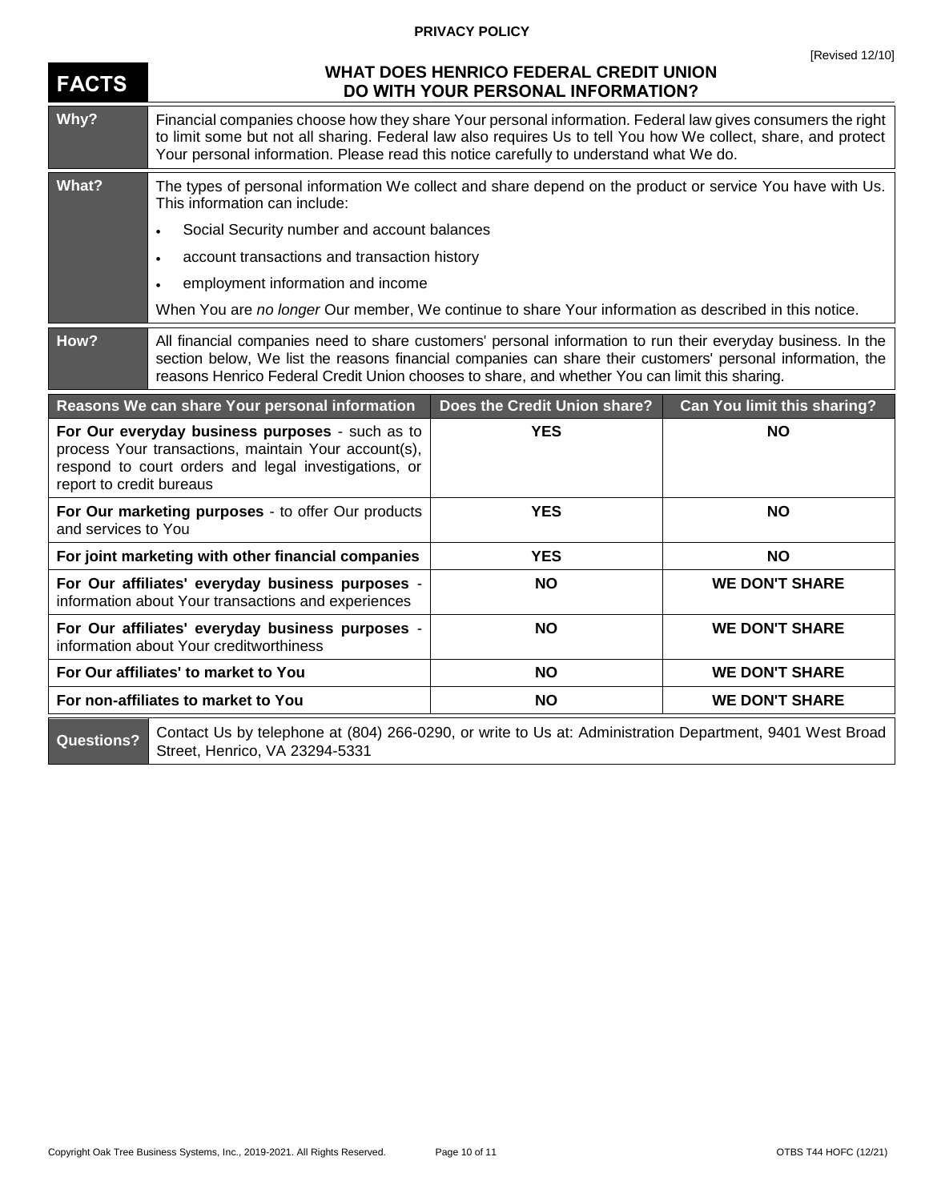**PRIVACY POLICY**

[Revised 12/10]

# FACTS — WHAT DOES HENRICO FEDERAL CREDIT UNION DO WITH YOUR PERSONAL INFORMATION?

| | |
|---|---|
| **Why?** | Financial companies choose how they share Your personal information. Federal law gives consumers the right to limit some but not all sharing. Federal law also requires Us to tell You how We collect, share, and protect Your personal information. Please read this notice carefully to understand what We do. |
| **What?** | The types of personal information We collect and share depend on the product or service You have with Us. This information can include:<br>• Social Security number and account balances<br>• account transactions and transaction history<br>• employment information and income<br><br>When You are *no longer* Our member, We continue to share Your information as described in this notice. |
| **How?** | All financial companies need to share customers' personal information to run their everyday business. In the section below, We list the reasons financial companies can share their customers' personal information, the reasons Henrico Federal Credit Union chooses to share, and whether You can limit this sharing. |

| Reasons We can share Your personal information | Does the Credit Union share? | Can You limit this sharing? |
|---|---|---|
| **For Our everyday business purposes** - such as to process Your transactions, maintain Your account(s), respond to court orders and legal investigations, or report to credit bureaus | **YES** | **NO** |
| **For Our marketing purposes** - to offer Our products and services to You | **YES** | **NO** |
| **For joint marketing with other financial companies** | **YES** | **NO** |
| **For Our affiliates' everyday business purposes** - information about Your transactions and experiences | **NO** | **WE DON'T SHARE** |
| **For Our affiliates' everyday business purposes** - information about Your creditworthiness | **NO** | **WE DON'T SHARE** |
| **For Our affiliates' to market to You** | **NO** | **WE DON'T SHARE** |
| **For non-affiliates to market to You** | **NO** | **WE DON'T SHARE** |

| | |
|---|---|
| **Questions?** | Contact Us by telephone at (804) 266-0290, or write to Us at: Administration Department, 9401 West Broad Street, Henrico, VA 23294-5331 |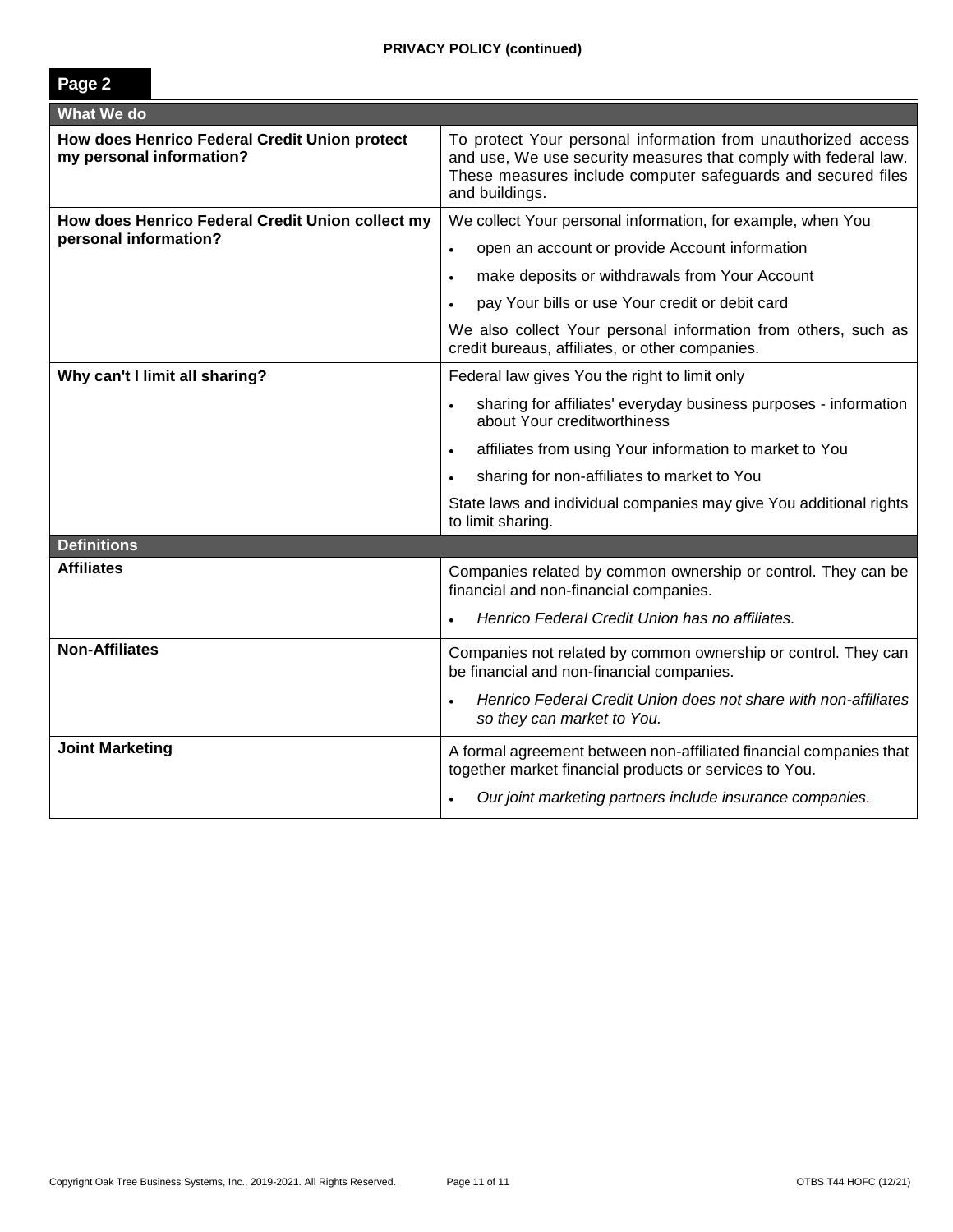**PRIVACY POLICY (continued)**

## Page 2

| What We do | |
|---|---|
| **How does Henrico Federal Credit Union protect my personal information?** | To protect Your personal information from unauthorized access and use, We use security measures that comply with federal law. These measures include computer safeguards and secured files and buildings. |
| **How does Henrico Federal Credit Union collect my personal information?** | We collect Your personal information, for example, when You<br>• open an account or provide Account information<br>• make deposits or withdrawals from Your Account<br>• pay Your bills or use Your credit or debit card<br>We also collect Your personal information from others, such as credit bureaus, affiliates, or other companies. |
| **Why can't I limit all sharing?** | Federal law gives You the right to limit only<br>• sharing for affiliates' everyday business purposes - information about Your creditworthiness<br>• affiliates from using Your information to market to You<br>• sharing for non-affiliates to market to You<br>State laws and individual companies may give You additional rights to limit sharing. |

| Definitions | |
|---|---|
| **Affiliates** | Companies related by common ownership or control. They can be financial and non-financial companies.<br>• *Henrico Federal Credit Union has no affiliates.* |
| **Non-Affiliates** | Companies not related by common ownership or control. They can be financial and non-financial companies.<br>• *Henrico Federal Credit Union does not share with non-affiliates so they can market to You.* |
| **Joint Marketing** | A formal agreement between non-affiliated financial companies that together market financial products or services to You.<br>• *Our joint marketing partners include insurance companies.* |

Copyright Oak Tree Business Systems, Inc., 2019-2021. All Rights Reserved. OTBS T44 HOFC (12/21)